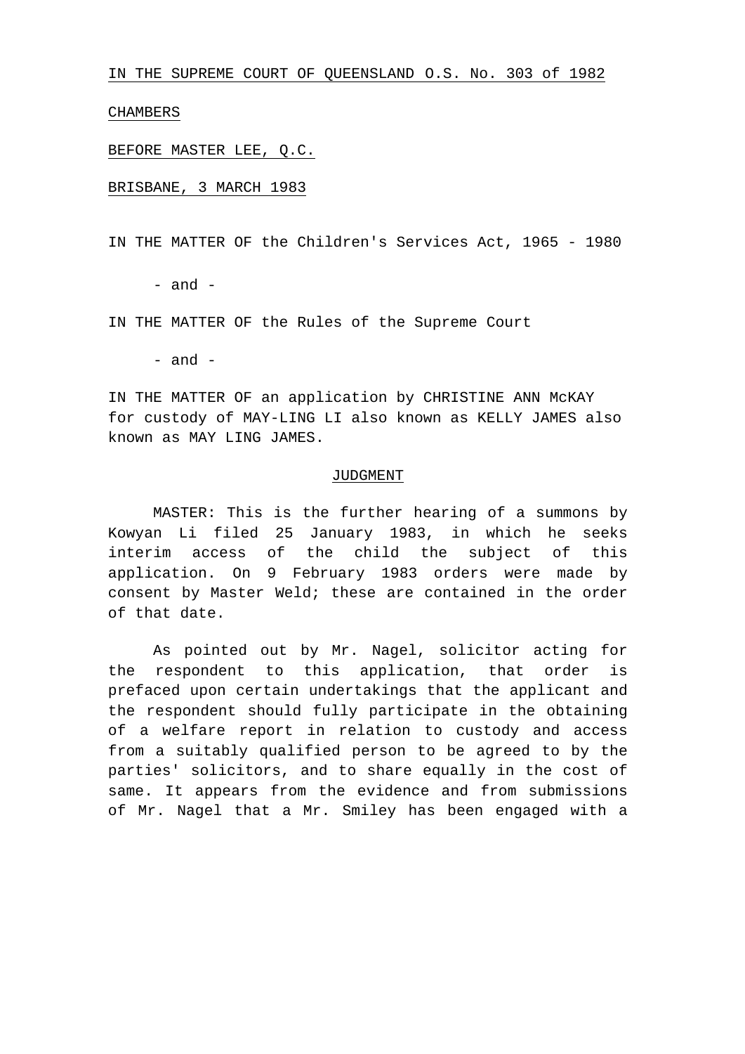IN THE SUPREME COURT OF QUEENSLAND O.S. No. 303 of 1982

CHAMBERS

BEFORE MASTER LEE, Q.C.

BRISBANE, 3 MARCH 1983

IN THE MATTER OF the Children's Services Act, 1965 - 1980

- and -

IN THE MATTER OF the Rules of the Supreme Court

- and -

IN THE MATTER OF an application by CHRISTINE ANN McKAY for custody of MAY-LING LI also known as KELLY JAMES also known as MAY LING JAMES.

JUDGMENT

MASTER: This is the further hearing of a summons by Kowyan Li filed 25 January 1983, in which he seeks interim access of the child the subject of this application. On 9 February 1983 orders were made by consent by Master Weld; these are contained in the order of that date.

As pointed out by Mr. Nagel, solicitor acting for the respondent to this application, that order is prefaced upon certain undertakings that the applicant and the respondent should fully participate in the obtaining of a welfare report in relation to custody and access from a suitably qualified person to be agreed to by the parties' solicitors, and to share equally in the cost of same. It appears from the evidence and from submissions of Mr. Nagel that a Mr. Smiley has been engaged with a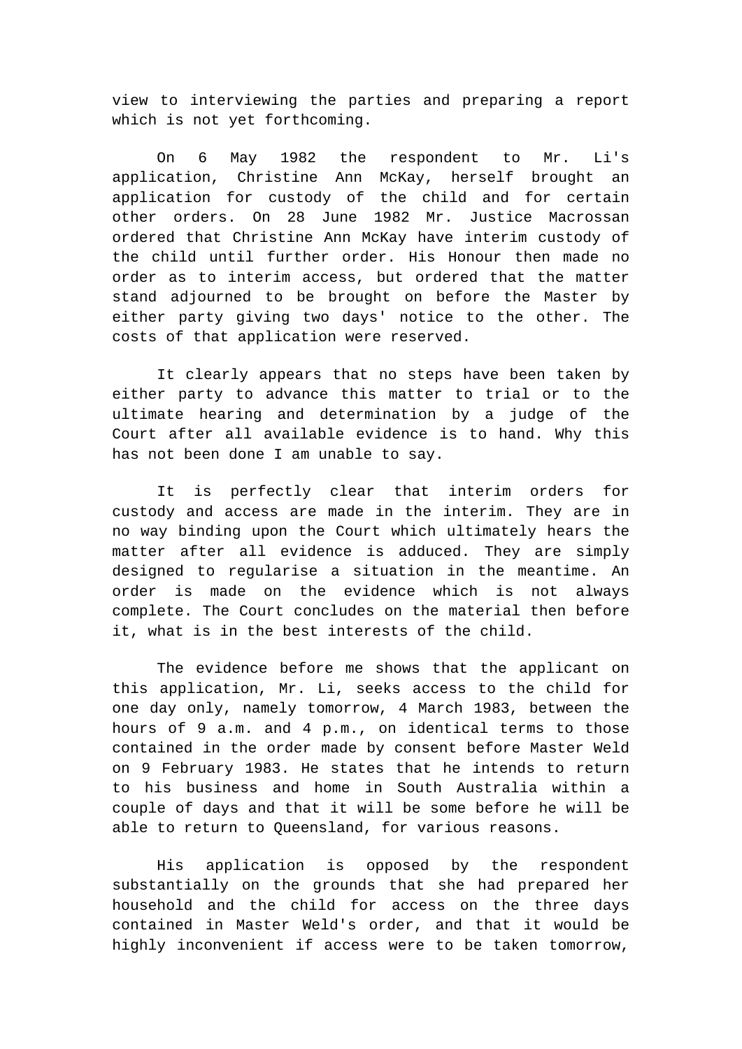view to interviewing the parties and preparing a report which is not yet forthcoming.

On 6 May 1982 the respondent to Mr. Li's application, Christine Ann McKay, herself brought an application for custody of the child and for certain other orders. On 28 June 1982 Mr. Justice Macrossan ordered that Christine Ann McKay have interim custody of the child until further order. His Honour then made no order as to interim access, but ordered that the matter stand adjourned to be brought on before the Master by either party giving two days' notice to the other. The costs of that application were reserved.

It clearly appears that no steps have been taken by either party to advance this matter to trial or to the ultimate hearing and determination by a judge of the Court after all available evidence is to hand. Why this has not been done I am unable to say.

It is perfectly clear that interim orders for custody and access are made in the interim. They are in no way binding upon the Court which ultimately hears the matter after all evidence is adduced. They are simply designed to regularise a situation in the meantime. An order is made on the evidence which is not always complete. The Court concludes on the material then before it, what is in the best interests of the child.

The evidence before me shows that the applicant on this application, Mr. Li, seeks access to the child for one day only, namely tomorrow, 4 March 1983, between the hours of 9 a.m. and 4 p.m., on identical terms to those contained in the order made by consent before Master Weld on 9 February 1983. He states that he intends to return to his business and home in South Australia within a couple of days and that it will be some before he will be able to return to Queensland, for various reasons.

His application is opposed by the respondent substantially on the grounds that she had prepared her household and the child for access on the three days contained in Master Weld's order, and that it would be highly inconvenient if access were to be taken tomorrow,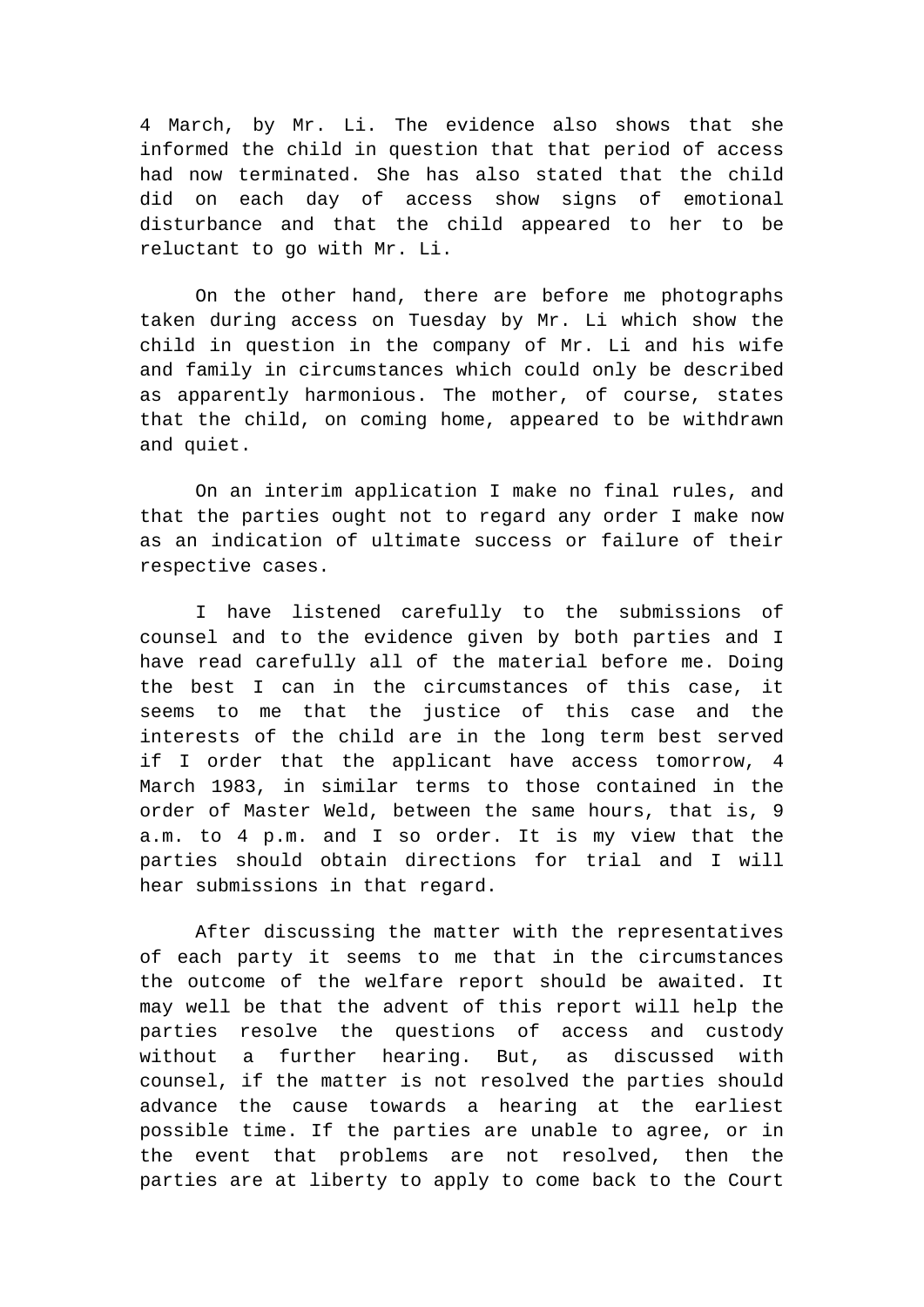4 March, by Mr. Li. The evidence also shows that she informed the child in question that that period of access had now terminated. She has also stated that the child did on each day of access show signs of emotional disturbance and that the child appeared to her to be reluctant to go with Mr. Li.

On the other hand, there are before me photographs taken during access on Tuesday by Mr. Li which show the child in question in the company of Mr. Li and his wife and family in circumstances which could only be described as apparently harmonious. The mother, of course, states that the child, on coming home, appeared to be withdrawn and quiet.

On an interim application I make no final rules, and that the parties ought not to regard any order I make now as an indication of ultimate success or failure of their respective cases.

I have listened carefully to the submissions of counsel and to the evidence given by both parties and I have read carefully all of the material before me. Doing the best I can in the circumstances of this case, it seems to me that the justice of this case and the interests of the child are in the long term best served if I order that the applicant have access tomorrow, 4 March 1983, in similar terms to those contained in the order of Master Weld, between the same hours, that is, 9 a.m. to 4 p.m. and I so order. It is my view that the parties should obtain directions for trial and I will hear submissions in that regard.

After discussing the matter with the representatives of each party it seems to me that in the circumstances the outcome of the welfare report should be awaited. It may well be that the advent of this report will help the parties resolve the questions of access and custody without a further hearing. But, as discussed with counsel, if the matter is not resolved the parties should advance the cause towards a hearing at the earliest possible time. If the parties are unable to agree, or in the event that problems are not resolved, then the parties are at liberty to apply to come back to the Court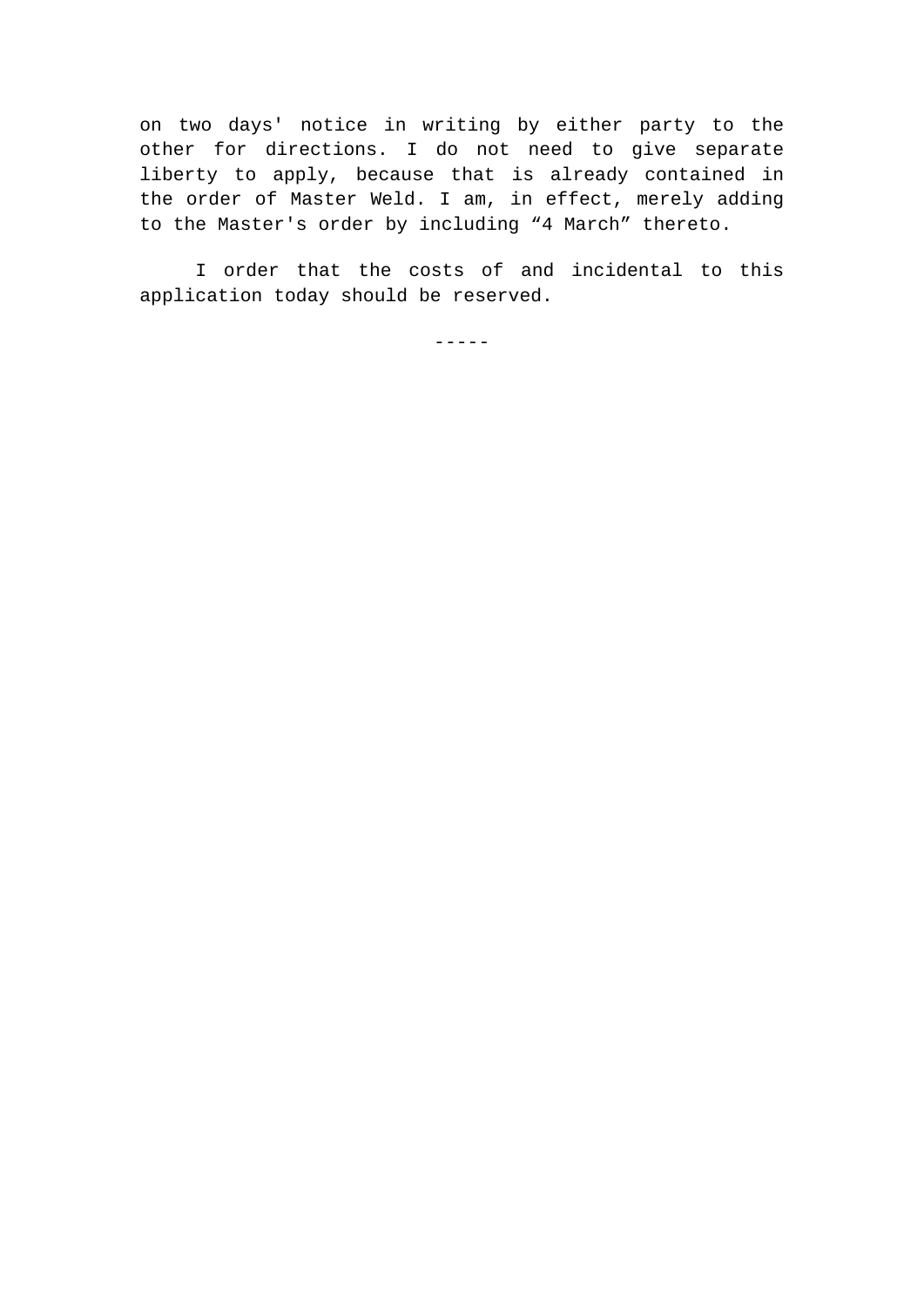on two days' notice in writing by either party to the other for directions. I do not need to give separate liberty to apply, because that is already contained in the order of Master Weld. I am, in effect, merely adding to the Master's order by including “4 March” thereto.

I order that the costs of and incidental to this application today should be reserved.

-----